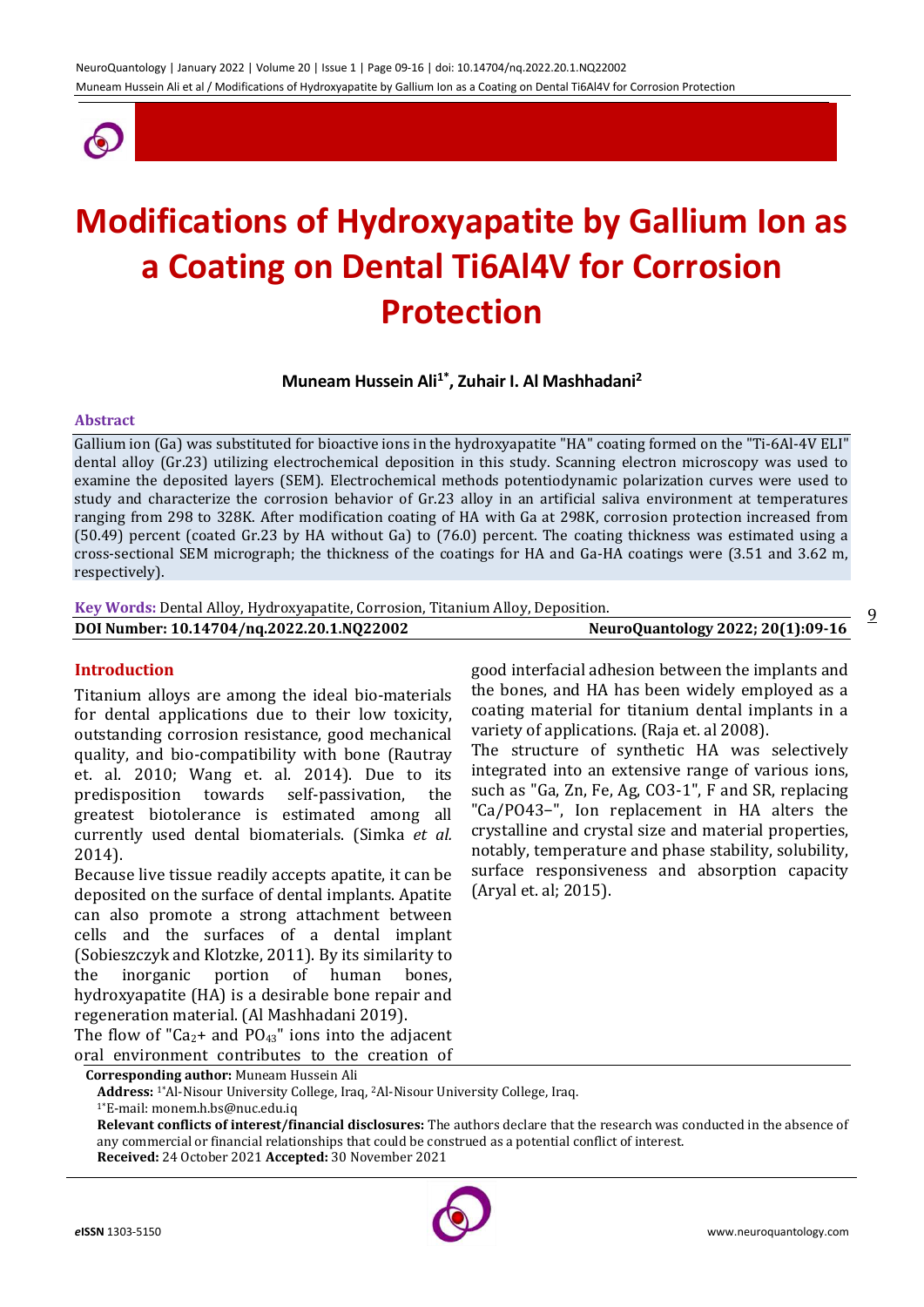# Modifications of Hydroxyapatite by Gallium Ion as a Coating on Dental Ti6Al4V for Corrosion Protection

**Muneam Hussein Ali[1*], Zuhair I. Al Mashhadani[2]**

### Abstract

Gallium ion (Ga) was substituted for bioactive ions in the hydroxyapatite "HA" coating formed on the "Ti-6Al-4V ELI" dental alloy (Gr.23) utilizing electrochemical deposition in this study. Scanning electron microscopy was used to examine the deposited layers (SEM). Electrochemical methods potentiodynamic polarization curves were used to study and characterize the corrosion behavior of Gr.23 alloy in an artificial saliva environment at temperatures ranging from 298 to 328K. After modification coating of HA with Ga at 298K, corrosion protection increased from (50.49) percent (coated Gr.23 by HA without Ga) to (76.0) percent. The coating thickness was estimated using a cross-sectional SEM micrograph; the thickness of the coatings for HA and Ga-HA coatings were (3.51 and 3.62 m, respectively).

**Key Words:** Dental Alloy, Hydroxyapatite, Corrosion, Titanium Alloy, Deposition.

**DOI Number: 10.14704/nq.2022.20.1.NQ22002**

## Introduction

Titanium alloys are among the ideal bio-materials for dental applications due to their low toxicity, outstanding corrosion resistance, good mechanical quality, and bio-compatibility with bone (Rautray et. al. 2010; Wang et. al. 2014). Due to its predisposition towards self-passivation, the greatest biotolerance is estimated among all currently used dental biomaterials. (Simka *et al.* 2014).

Because live tissue readily accepts apatite, it can be deposited on the surface of dental implants. Apatite can also promote a strong attachment between cells and the surfaces of a dental implant (Sobieszczyk and Klotzke, 2011). By its similarity to the inorganic portion of human bones, hydroxyapatite (HA) is a desirable bone repair and regeneration material. (Al Mashhadani 2019).

The flow of "$Ca_2$+ and $PO_{43}$" ions into the adjacent oral environment contributes to the creation of good interfacial adhesion between the implants and the bones, and HA has been widely employed as a coating material for titanium dental implants in a variety of applications. (Raja et. al 2008).

The structure of synthetic HA was selectively integrated into an extensive range of various ions, such as "Ga, Zn, Fe, Ag, CO3-1", F and SR, replacing "Ca/PO43−", Ion replacement in HA alters the crystalline and crystal size and material properties, notably, temperature and phase stability, solubility, surface responsiveness and absorption capacity (Aryal et. al; 2015).

**Corresponding author:** Muneam Hussein Ali

**Address:** [1*]Al-Nisour University College, Iraq, [2]Al-Nisour University College, Iraq.

[1*]E-mail: monem.h.bs@nuc.edu.iq

**Relevant conflicts of interest/financial disclosures:** The authors declare that the research was conducted in the absence of any commercial or financial relationships that could be construed as a potential conflict of interest.

**Received:** 24 October 2021 **Accepted:** 30 November 2021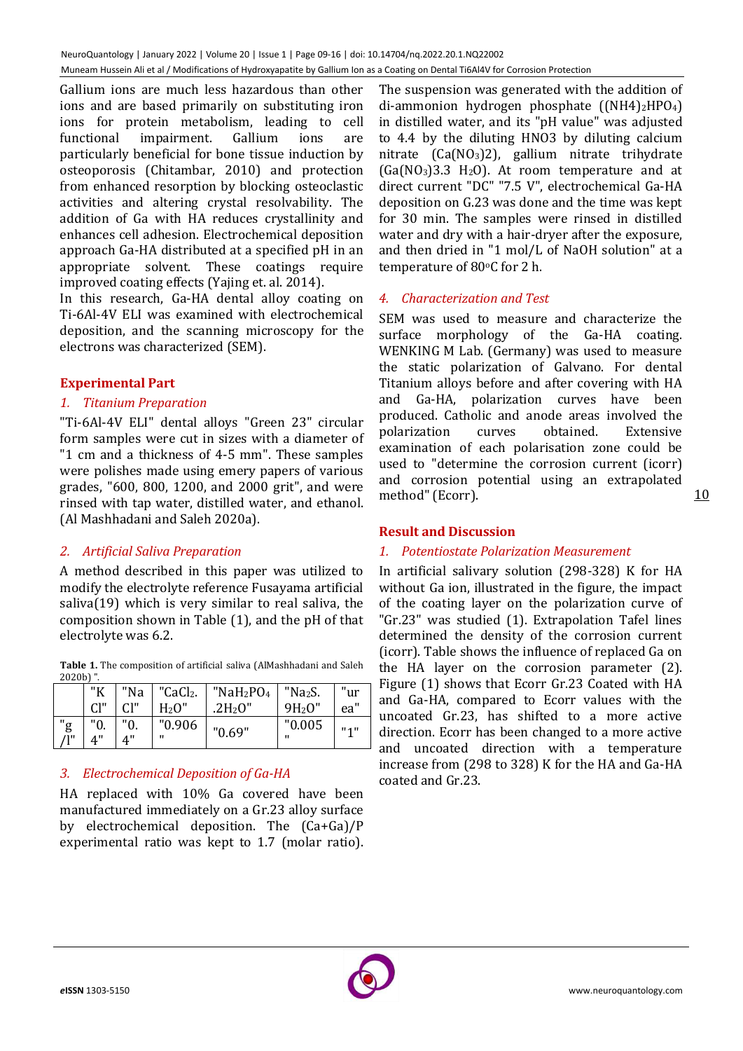Gallium ions are much less hazardous than other ions and are based primarily on substituting iron ions for protein metabolism, leading to cell functional impairment. Gallium ions are particularly beneficial for bone tissue induction by osteoporosis (Chitambar, 2010) and protection from enhanced resorption by blocking osteoclastic activities and altering crystal resolvability. The addition of Ga with HA reduces crystallinity and enhances cell adhesion. Electrochemical deposition approach Ga-HA distributed at a specified pH in an appropriate solvent. These coatings require improved coating effects (Yajing et. al. 2014).

In this research, Ga-HA dental alloy coating on Ti-6Al-4V ELI was examined with electrochemical deposition, and the scanning microscopy for the electrons was characterized (SEM).

## Experimental Part

### *1. Titanium Preparation*

"Ti-6Al-4V ELI" dental alloys "Green 23" circular form samples were cut in sizes with a diameter of "1 cm and a thickness of 4-5 mm". These samples were polishes made using emery papers of various grades, "600, 800, 1200, and 2000 grit", and were rinsed with tap water, distilled water, and ethanol. (Al Mashhadani and Saleh 2020a).

### *2. Artificial Saliva Preparation*

A method described in this paper was utilized to modify the electrolyte reference Fusayama artificial saliva(19) which is very similar to real saliva, the composition shown in Table (1), and the pH of that electrolyte was 6.2.

**Table 1.** The composition of artificial saliva (AlMashhadani and Saleh 2020b) ".

| | "KCl" | "NaCl" | "$CaCl_2.H_2O$" | "$NaH_2PO_4.2H_2O$" | "$Na_2S.9H_2O$" | "urea" |
|---|---|---|---|---|---|---|
| "g/l" | "0.4" | "0.4" | "0.906" | "0.69" | "0.005" | "1" |

### *3. Electrochemical Deposition of Ga-HA*

HA replaced with 10% Ga covered have been manufactured immediately on a Gr.23 alloy surface by electrochemical deposition. The (Ca+Ga)/P experimental ratio was kept to 1.7 (molar ratio). The suspension was generated with the addition of di-ammonion hydrogen phosphate ($(NH4)_2HPO_4$) in distilled water, and its "pH value" was adjusted to 4.4 by the diluting HNO3 by diluting calcium nitrate ($Ca(NO_3)2$), gallium nitrate trihydrate ($Ga(NO_3)3.3\ H_2O$). At room temperature and at direct current "DC" "7.5 V", electrochemical Ga-HA deposition on G.23 was done and the time was kept for 30 min. The samples were rinsed in distilled water and dry with a hair-dryer after the exposure, and then dried in "1 mol/L of NaOH solution" at a temperature of 80°C for 2 h.

### *4. Characterization and Test*

SEM was used to measure and characterize the surface morphology of the Ga-HA coating. WENKING M Lab. (Germany) was used to measure the static polarization of Galvano. For dental Titanium alloys before and after covering with HA and Ga-HA, polarization curves have been produced. Catholic and anode areas involved the polarization curves obtained. Extensive examination of each polarisation zone could be used to "determine the corrosion current (icorr) and corrosion potential using an extrapolated method" (Ecorr).

## Result and Discussion

### *1. Potentiostate Polarization Measurement*

In artificial salivary solution (298-328) K for HA without Ga ion, illustrated in the figure, the impact of the coating layer on the polarization curve of "Gr.23" was studied (1). Extrapolation Tafel lines determined the density of the corrosion current (icorr). Table shows the influence of replaced Ga on the HA layer on the corrosion parameter (2). Figure (1) shows that Ecorr Gr.23 Coated with HA and Ga-HA, compared to Ecorr values with the uncoated Gr.23, has shifted to a more active direction. Ecorr has been changed to a more active and uncoated direction with a temperature increase from (298 to 328) K for the HA and Ga-HA coated and Gr.23.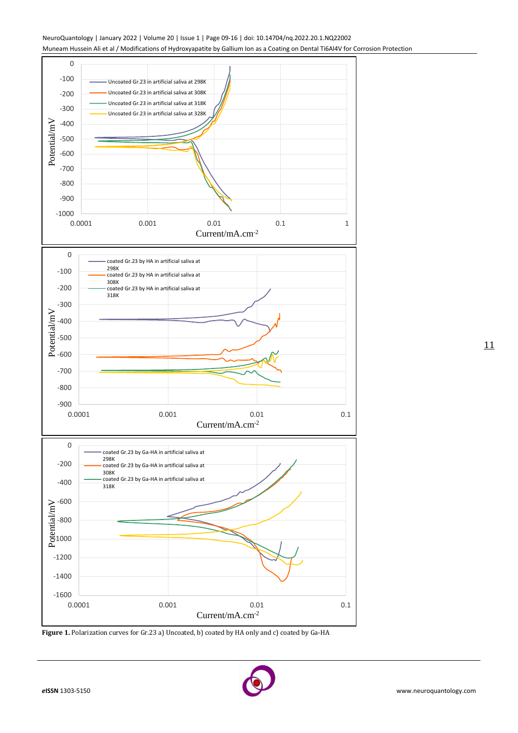0
-100
-200
-300
-400
-500
-600
-700
-800
-900
-1000
Potential/mV
0.0001
0.001
0.01
0.1
1
Current/mA.cm-2
Uncoated Gr.23 in artificial saliva at 298K
Uncoated Gr.23 in artificial saliva at 308K
Uncoated Gr.23 in artificial saliva at 318K
Uncoated Gr.23 in artificial saliva at 328K

0
-100
-200
-300
-400
-500
-600
-700
-800
-900
Potential/mV
0.0001
0.001
0.01
0.1
Current/mA.cm-2
coated Gr.23 by HA in artificial saliva at 298K
coated Gr.23 by HA in artificial saliva at 308K
coated Gr.23 by HA in artificial saliva at 318K

0
-200
-400
-600
-800
-1000
-1200
-1400
-1600
Potential/mV
0.0001
0.001
0.01
0.1
Current/mA.cm-2
coated Gr.23 by Ga-HA in artificial saliva at 298K
coated Gr.23 by Ga-HA in artificial saliva at 308K
coated Gr.23 by Ga-HA in artificial saliva at 318K

**Figure 1.** Polarization curves for Gr.23 a) Uncoated, b) coated by HA only and c) coated by Ga-HA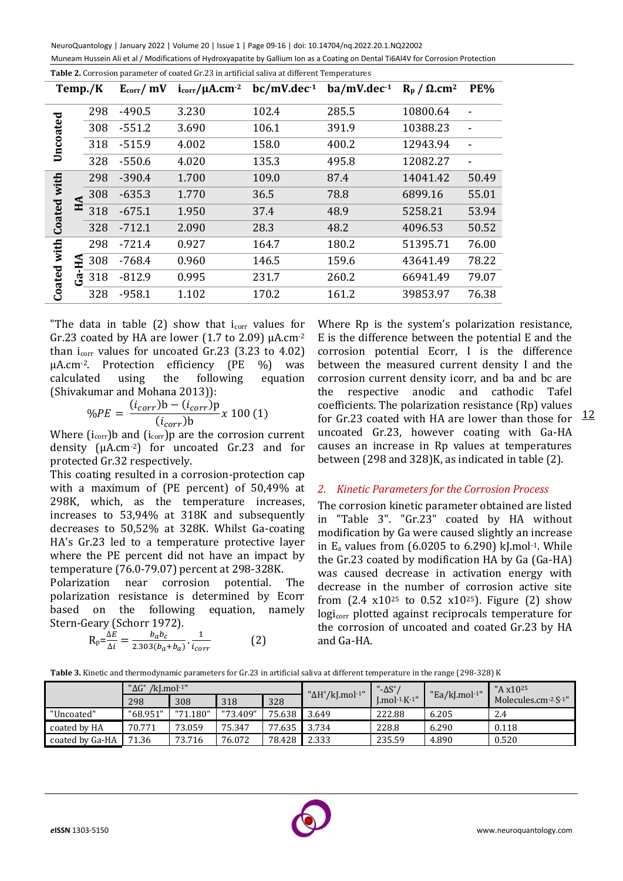**Table 2.** Corrosion parameter of coated Gr.23 in artificial saliva at different Temperatures

| | Temp./K | $E_{corr}$/ mV | $i_{corr}$/μA.cm$^{-2}$ | bc/mV.dec$^{-1}$ | ba/mV.dec$^{-1}$ | $R_p$ / Ω.cm$^2$ | PE% |
|---|---|---|---|---|---|---|---|
| Uncoated | 298 | -490.5 | 3.230 | 102.4 | 285.5 | 10800.64 | - |
| | 308 | -551.2 | 3.690 | 106.1 | 391.9 | 10388.23 | - |
| | 318 | -515.9 | 4.002 | 158.0 | 400.2 | 12943.94 | - |
| | 328 | -550.6 | 4.020 | 135.3 | 495.8 | 12082.27 | - |
| Coated with HA | 298 | -390.4 | 1.700 | 109.0 | 87.4 | 14041.42 | 50.49 |
| | 308 | -635.3 | 1.770 | 36.5 | 78.8 | 6899.16 | 55.01 |
| | 318 | -675.1 | 1.950 | 37.4 | 48.9 | 5258.21 | 53.94 |
| | 328 | -712.1 | 2.090 | 28.3 | 48.2 | 4096.53 | 50.52 |
| Coated with Ga-HA | 298 | -721.4 | 0.927 | 164.7 | 180.2 | 51395.71 | 76.00 |
| | 308 | -768.4 | 0.960 | 146.5 | 159.6 | 43641.49 | 78.22 |
| | 318 | -812.9 | 0.995 | 231.7 | 260.2 | 66941.49 | 79.07 |
| | 328 | -958.1 | 1.102 | 170.2 | 161.2 | 39853.97 | 76.38 |

"The data in table (2) show that $i_{corr}$ values for Gr.23 coated by HA are lower (1.7 to 2.09) μA.cm$^{-2}$ than $i_{corr}$ values for uncoated Gr.23 (3.23 to 4.02) μA.cm$^{-2}$. Protection efficiency (PE %) was calculated using the following equation (Shivakumar and Mohana 2013)):

$$\%PE = \frac{(i_{corr})b - (i_{corr})p}{(i_{corr})b} x\ 100 \quad (1)$$

Where $(i_{corr})b$ and $(i_{corr})p$ are the corrosion current density (μA.cm$^{-2}$) for uncoated Gr.23 and for protected Gr.32 respectively.

This coating resulted in a corrosion-protection cap with a maximum of (PE percent) of 50,49% at 298K, which, as the temperature increases, increases to 53,94% at 318K and subsequently decreases to 50,52% at 328K. Whilst Ga-coating HA's Gr.23 led to a temperature protective layer where the PE percent did not have an impact by temperature (76.0-79.07) percent at 298-328K.

Polarization near corrosion potential. The polarization resistance is determined by Ecorr based on the following equation, namely Stern-Geary (Schorr 1972).

$$R_p = \frac{\Delta E}{\Delta i} = \frac{b_a b_c}{2.303(b_a + b_a)} \cdot \frac{1}{i_{corr}} \quad (2)$$

Where Rp is the system's polarization resistance, E is the difference between the potential E and the corrosion potential Ecorr, I is the difference between the measured current density I and the corrosion current density icorr, and ba and bc are the respective anodic and cathodic Tafel coefficients. The polarization resistance (Rp) values for Gr.23 coated with HA are lower than those for uncoated Gr.23, however coating with Ga-HA causes an increase in Rp values at temperatures between (298 and 328)K, as indicated in table (2).

## *2. Kinetic Parameters for the Corrosion Process*

The corrosion kinetic parameter obtained are listed in "Table 3". "Gr.23" coated by HA without modification by Ga were caused slightly an increase in $E_a$ values from (6.0205 to 6.290) kJ.mol$^{-1}$. While the Gr.23 coated by modification HA by Ga (Ga-HA) was caused decrease in activation energy with decrease in the number of corrosion active site from (2.4 x10$^{25}$ to 0.52 x10$^{25}$). Figure (2) show $\log i_{corr}$ plotted against reciprocals temperature for the corrosion of uncoated and coated Gr.23 by HA and Ga-HA.

**Table 3.** Kinetic and thermodynamic parameters for Gr.23 in artificial saliva at different temperature in the range (298-328) K

| | "ΔG$^*$ /kJ.mol$^{-1}$" | | | | "ΔH$^*$/kJ.mol$^{-1}$" | "-ΔS$^*$/ J.mol$^{-1}$.K$^{-1}$" | "Ea/kJ.mol$^{-1}$" | "A x10$^{25}$ Molecules.cm$^{-2}$.S$^{-1}$" |
|---|---|---|---|---|---|---|---|---|
| | 298 | 308 | 318 | 328 | | | | |
| "Uncoated" | "68.951" | "71.180" | "73.409" | 75.638 | 3.649 | 222.88 | 6.205 | 2.4 |
| coated by HA | 70.771 | 73.059 | 75.347 | 77.635 | 3.734 | 228.8 | 6.290 | 0.118 |
| coated by Ga-HA | 71.36 | 73.716 | 76.072 | 78.428 | 2.333 | 235.59 | 4.890 | 0.520 |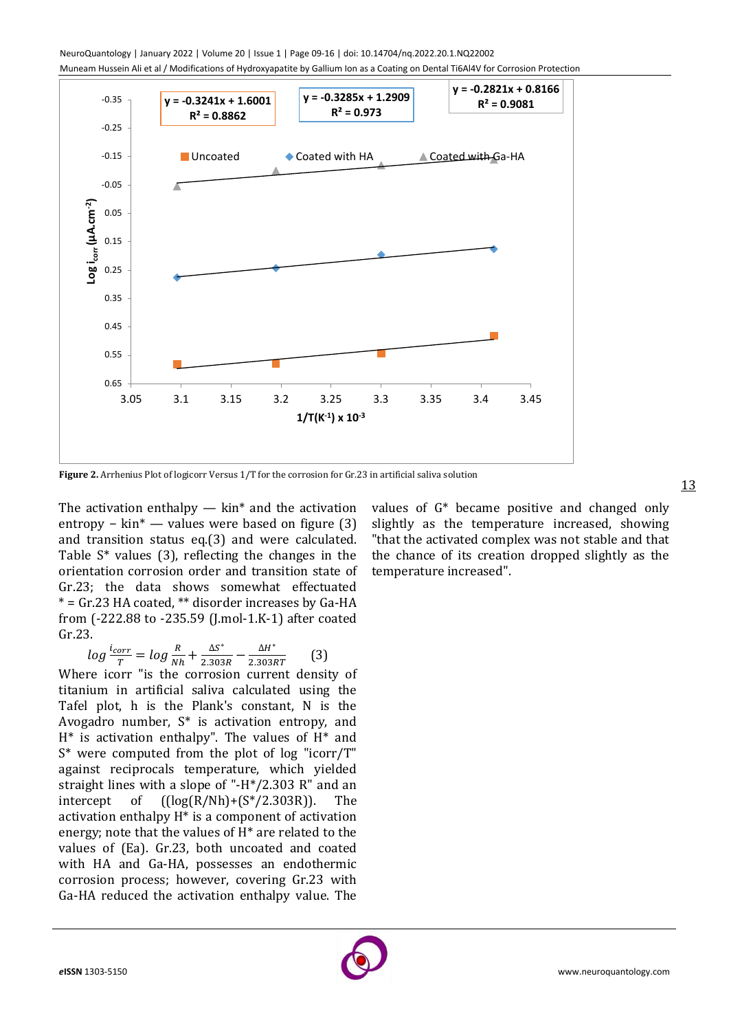y = -0.3241x + 1.6001
$R^2$ = 0.8862

y = -0.3285x + 1.2909
$R^2$ = 0.973

y = -0.2821x + 0.8166
$R^2$ = 0.9081

Uncoated
Coated with HA
Coated with Ga-HA

Log $i_{corr}$ ($\mu$A.cm$^{-2}$)

-0.35
-0.25
-0.15
-0.05
0.05
0.15
0.25
0.35
0.45
0.55
0.65

3.05
3.1
3.15
3.2
3.25
3.3
3.35
3.4
3.45

1/T($K^{-1}$) x $10^{-3}$

**Figure 2.** Arrhenius Plot of logicorr Versus 1/T for the corrosion for Gr.23 in artificial saliva solution

The activation enthalpy — kin* and the activation entropy – kin* — values were based on figure (3) and transition status eq.(3) and were calculated. Table S* values (3), reflecting the changes in the orientation corrosion order and transition state of Gr.23; the data shows somewhat effectuated * = Gr.23 HA coated, ** disorder increases by Ga-HA from (-222.88 to -235.59 (J.mol-1.K-1) after coated Gr.23.

$$log\,\frac{i_{corr}}{T} = log\,\frac{R}{Nh} + \frac{\Delta S^{*}}{2.303R} - \frac{\Delta H^{*}}{2.303RT} \qquad (3)$$

Where icorr "is the corrosion current density of titanium in artificial saliva calculated using the Tafel plot, h is the Plank's constant, N is the Avogadro number, S* is activation entropy, and H* is activation enthalpy". The values of H* and S* were computed from the plot of log "icorr/T" against reciprocals temperature, which yielded straight lines with a slope of "-H*/2.303 R" and an intercept of ((log(R/Nh)+(S*/2.303R)). The activation enthalpy H* is a component of activation energy; note that the values of H* are related to the values of (Ea). Gr.23, both uncoated and coated with HA and Ga-HA, possesses an endothermic corrosion process; however, covering Gr.23 with Ga-HA reduced the activation enthalpy value. The values of G* became positive and changed only slightly as the temperature increased, showing "that the activated complex was not stable and that the chance of its creation dropped slightly as the temperature increased".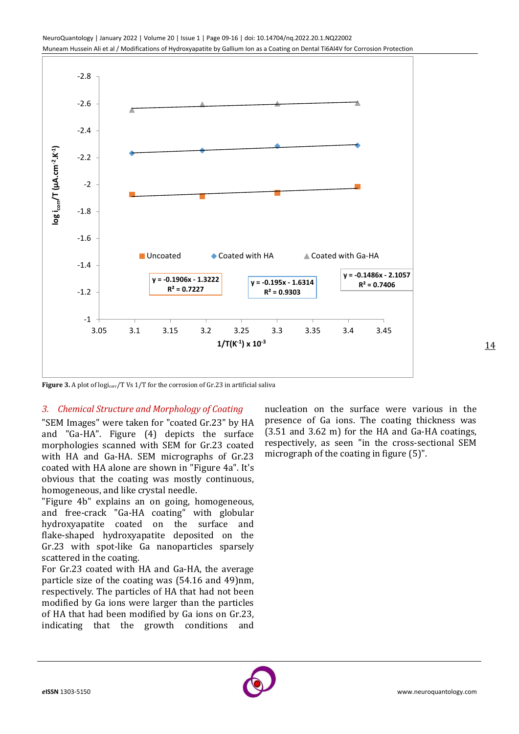Figure 3. A plot of log$i_{corr}$/T Vs 1/T for the corrosion of Gr.23 in artificial saliva

### *3. Chemical Structure and Morphology of Coating*

"SEM Images" were taken for "coated Gr.23" by HA and "Ga-HA". Figure (4) depicts the surface morphologies scanned with SEM for Gr.23 coated with HA and Ga-HA. SEM micrographs of Gr.23 coated with HA alone are shown in "Figure 4a". It's obvious that the coating was mostly continuous, homogeneous, and like crystal needle.

"Figure 4b" explains an on going, homogeneous, and free-crack "Ga-HA coating" with globular hydroxyapatite coated on the surface and flake-shaped hydroxyapatite deposited on the Gr.23 with spot-like Ga nanoparticles sparsely scattered in the coating.

For Gr.23 coated with HA and Ga-HA, the average particle size of the coating was (54.16 and 49)nm, respectively. The particles of HA that had not been modified by Ga ions were larger than the particles of HA that had been modified by Ga ions on Gr.23, indicating that the growth conditions and nucleation on the surface were various in the presence of Ga ions. The coating thickness was (3.51 and 3.62 m) for the HA and Ga-HA coatings, respectively, as seen "in the cross-sectional SEM micrograph of the coating in figure (5)".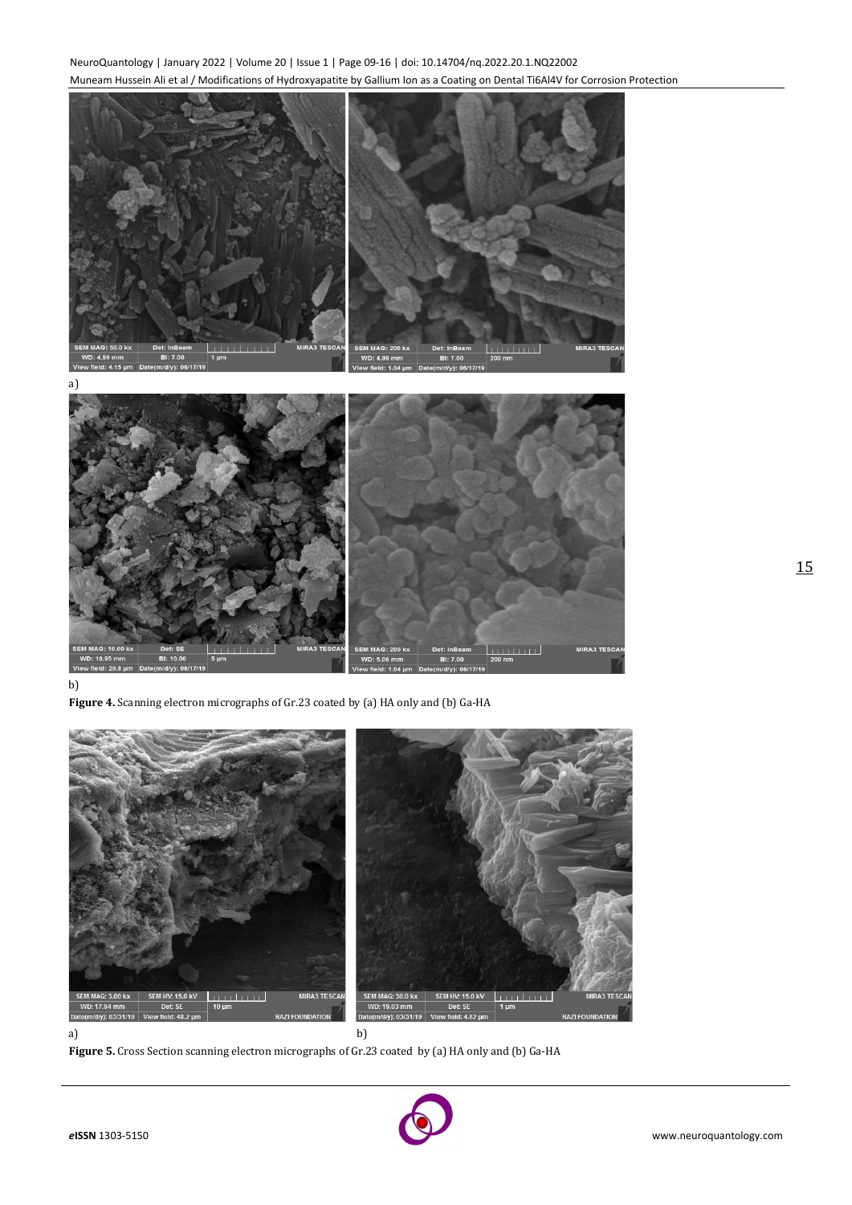a)

b)

**Figure 4.** Scanning electron micrographs of Gr.23 coated by (a) HA only and (b) Ga-HA

a) b)

**Figure 5.** Cross Section scanning electron micrographs of Gr.23 coated by (a) HA only and (b) Ga-HA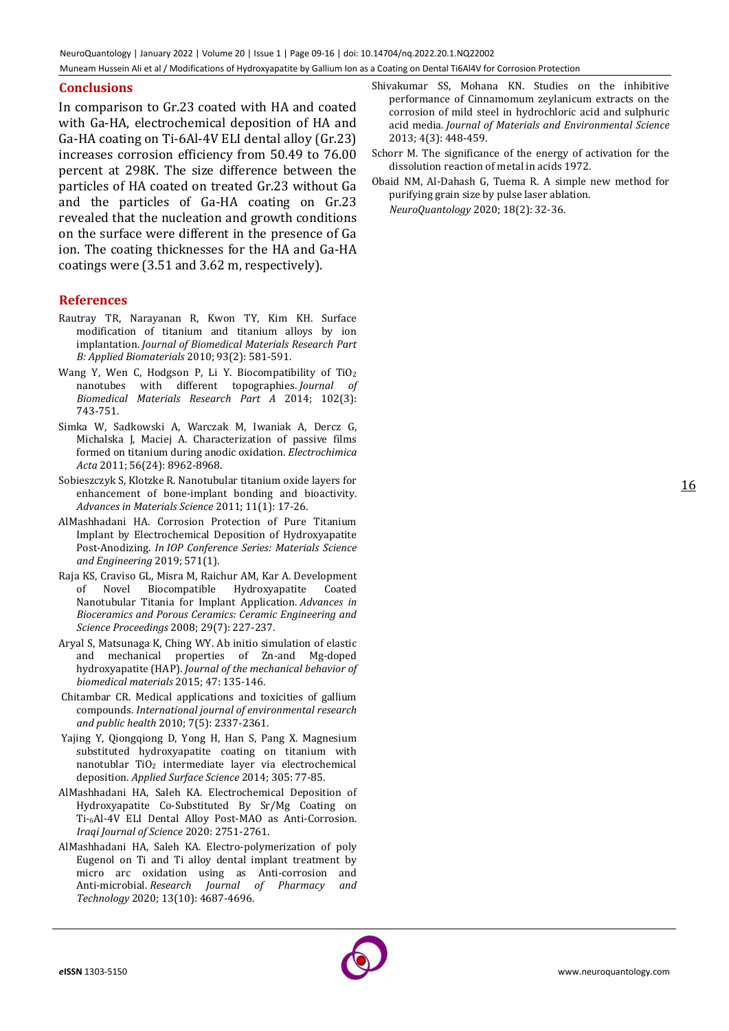## Conclusions

In comparison to Gr.23 coated with HA and coated with Ga-HA, electrochemical deposition of HA and Ga-HA coating on Ti-6Al-4V ELI dental alloy (Gr.23) increases corrosion efficiency from 50.49 to 76.00 percent at 298K. The size difference between the particles of HA coated on treated Gr.23 without Ga and the particles of Ga-HA coating on Gr.23 revealed that the nucleation and growth conditions on the surface were different in the presence of Ga ion. The coating thicknesses for the HA and Ga-HA coatings were (3.51 and 3.62 m, respectively).

## References

Rautray TR, Narayanan R, Kwon TY, Kim KH. Surface modification of titanium and titanium alloys by ion implantation. *Journal of Biomedical Materials Research Part B: Applied Biomaterials* 2010; 93(2): 581-591.

Wang Y, Wen C, Hodgson P, Li Y. Biocompatibility of $TiO_2$ nanotubes with different topographies. *Journal of Biomedical Materials Research Part A* 2014; 102(3): 743-751.

Simka W, Sadkowski A, Warczak M, Iwaniak A, Dercz G, Michalska J, Maciej A. Characterization of passive films formed on titanium during anodic oxidation. *Electrochimica Acta* 2011; 56(24): 8962-8968.

Sobieszczyk S, Klotzke R. Nanotubular titanium oxide layers for enhancement of bone-implant bonding and bioactivity. *Advances in Materials Science* 2011; 11(1): 17-26.

AlMashhadani HA. Corrosion Protection of Pure Titanium Implant by Electrochemical Deposition of Hydroxyapatite Post-Anodizing. *In IOP Conference Series: Materials Science and Engineering* 2019; 571(1).

Raja KS, Craviso GL, Misra M, Raichur AM, Kar A. Development of Novel Biocompatible Hydroxyapatite Coated Nanotubular Titania for Implant Application. *Advances in Bioceramics and Porous Ceramics: Ceramic Engineering and Science Proceedings* 2008; 29(7): 227-237.

Aryal S, Matsunaga K, Ching WY. Ab initio simulation of elastic and mechanical properties of Zn-and Mg-doped hydroxyapatite (HAP). *Journal of the mechanical behavior of biomedical materials* 2015; 47: 135-146.

Chitambar CR. Medical applications and toxicities of gallium compounds. *International journal of environmental research and public health* 2010; 7(5): 2337-2361.

Yajing Y, Qiongqiong D, Yong H, Han S, Pang X. Magnesium substituted hydroxyapatite coating on titanium with nanotublar $TiO_2$ intermediate layer via electrochemical deposition. *Applied Surface Science* 2014; 305: 77-85.

AlMashhadani HA, Saleh KA. Electrochemical Deposition of Hydroxyapatite Co-Substituted By Sr/Mg Coating on Ti-$_6$Al-4V ELI Dental Alloy Post-MAO as Anti-Corrosion. *Iraqi Journal of Science* 2020: 2751-2761.

AlMashhadani HA, Saleh KA. Electro-polymerization of poly Eugenol on Ti and Ti alloy dental implant treatment by micro arc oxidation using as Anti-corrosion and Anti-microbial. *Research Journal of Pharmacy and Technology* 2020; 13(10): 4687-4696.

Shivakumar SS, Mohana KN. Studies on the inhibitive performance of Cinnamomum zeylanicum extracts on the corrosion of mild steel in hydrochloric acid and sulphuric acid media. *Journal of Materials and Environmental Science* 2013; 4(3): 448-459.

Schorr M. The significance of the energy of activation for the dissolution reaction of metal in acids 1972.

Obaid NM, Al-Dahash G, Tuema R. A simple new method for purifying grain size by pulse laser ablation. *NeuroQuantology* 2020; 18(2): 32-36.